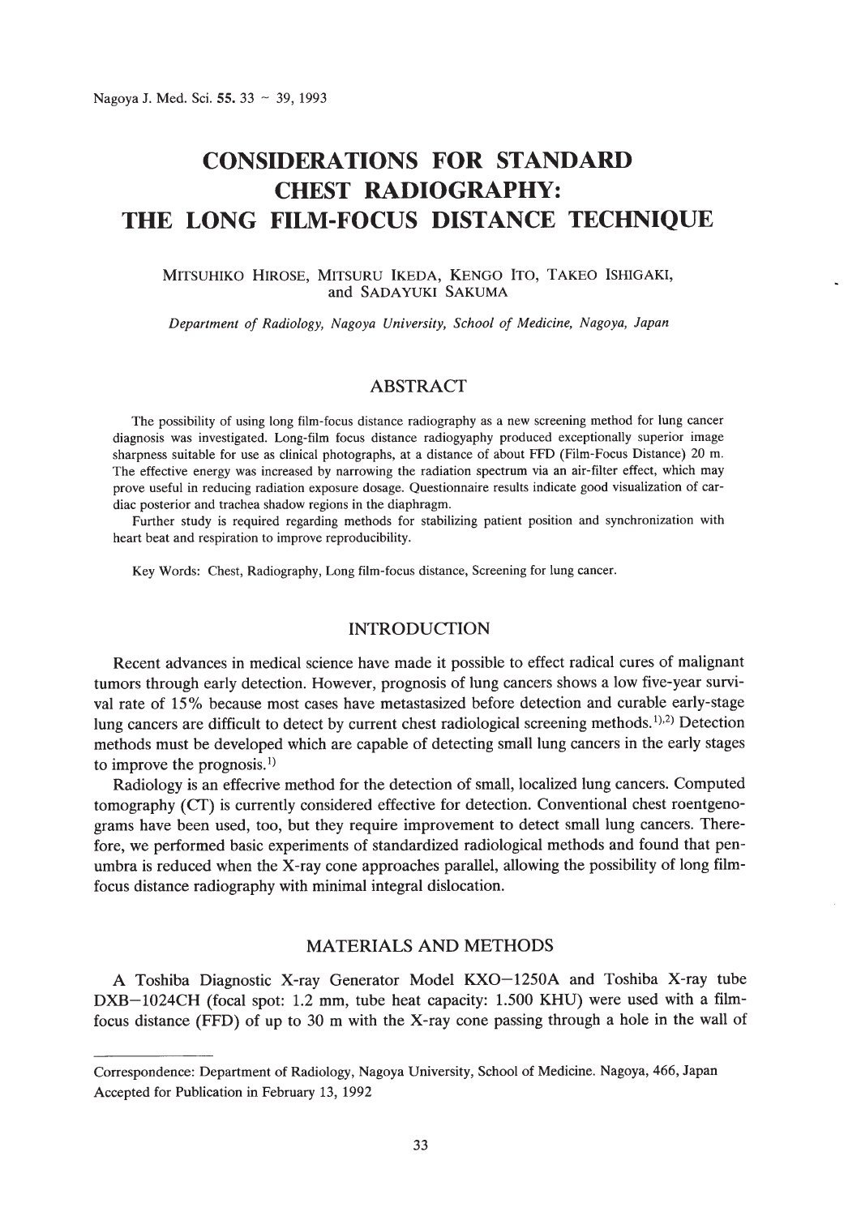# CONSIDERATIONS FOR STANDARD CHEST RADIOGRAPHY: THE LONG FILM-FOCUS DISTANCE TECHNIQUE

MITSUHIKO HIROSE, MITSURU IKEDA, KENGO ITO, TAKEO ISHIGAKI, and SADAYUKI SAKUMA

*Department of Radiology, Nagoya University, School of Medicine, Nagoya, Japan*

## ABSTRACT

The possibility of using long film-focus distance radiography as a new screening method for lung cancer diagnosis was investigated. Long-film focus distance radiogyaphy produced exceptionally superior image sharpness suitable for use as clinical photographs, at a distance of about FFD (Film-Focus Distance) 20 m. The effective energy was increased by narrowing the radiation spectrum via an air-filter effect, which may prove useful in reducing radiation exposure dosage. Questionnaire results indicate good visualization of cardiac posterior and trachea shadow regions in the diaphragm.

Further study is required regarding methods for stabilizing patient position and synchronization with heart beat and respiration to improve reproducibility.

Key Words: Chest, Radiography, Long film-focus distance, Screening for lung cancer.

## INTRODUCTION

Recent advances in medical science have made it possible to effect radical cures of malignant tumors through early detection. However, prognosis of lung cancers shows a low five-year survival rate of 15% because most cases have metastasized before detection and curable early-stage lung cancers are difficult to detect by current chest radiological screening methods.[1),2)] Detection methods must be developed which are capable of detecting small lung cancers in the early stages to improve the prognosis.[1)]

Radiology is an effecrive method for the detection of small, localized lung cancers. Computed tomography (CT) is currently considered effective for detection. Conventional chest roentgenograms have been used, too, but they require improvement to detect small lung cancers. Therefore, we performed basic experiments of standardized radiological methods and found that penumbra is reduced when the X-ray cone approaches parallel, allowing the possibility of long film-focus distance radiography with minimal integral dislocation.

## MATERIALS AND METHODS

A Toshiba Diagnostic X-ray Generator Model KXO−1250A and Toshiba X-ray tube DXB−1024CH (focal spot: 1.2 mm, tube heat capacity: 1.500 KHU) were used with a film-focus distance (FFD) of up to 30 m with the X-ray cone passing through a hole in the wall of

---

Correspondence: Department of Radiology, Nagoya University, School of Medicine. Nagoya, 466, Japan
Accepted for Publication in February 13, 1992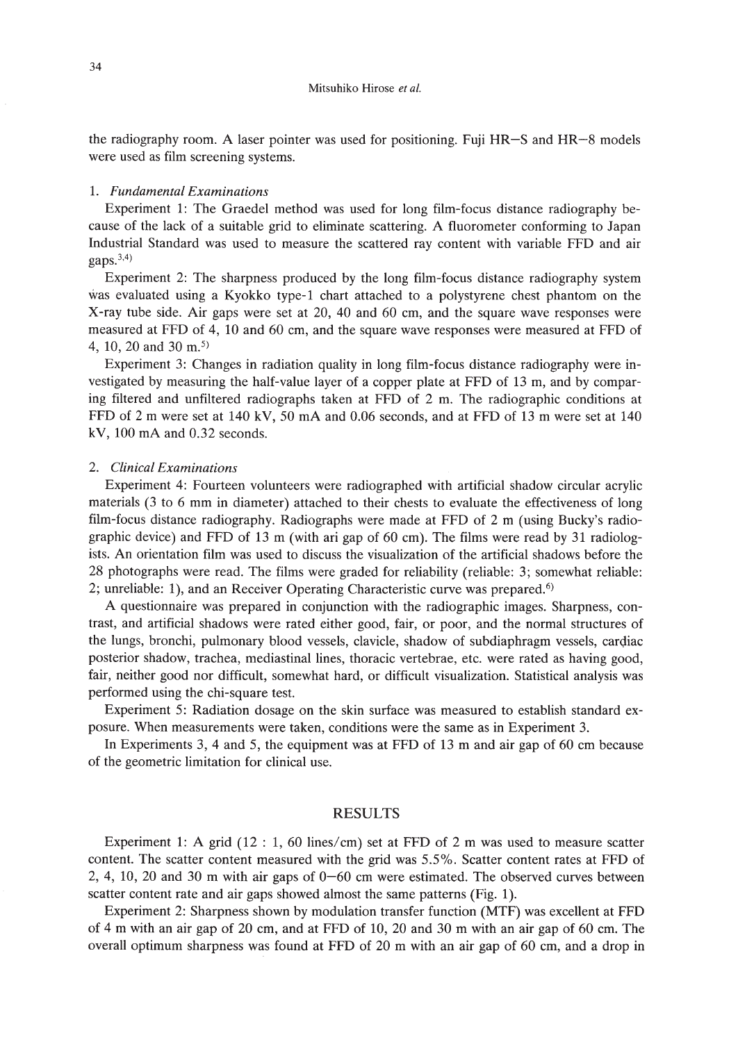the radiography room. A laser pointer was used for positioning. Fuji HR−S and HR−8 models were used as film screening systems.

### 1. *Fundamental Examinations*

Experiment 1: The Graedel method was used for long film-focus distance radiography because of the lack of a suitable grid to eliminate scattering. A fluorometer conforming to Japan Industrial Standard was used to measure the scattered ray content with variable FFD and air gaps.[3,4)]

Experiment 2: The sharpness produced by the long film-focus distance radiography system was evaluated using a Kyokko type-1 chart attached to a polystyrene chest phantom on the X-ray tube side. Air gaps were set at 20, 40 and 60 cm, and the square wave responses were measured at FFD of 4, 10 and 60 cm, and the square wave responses were measured at FFD of 4, 10, 20 and 30 m.[5)]

Experiment 3: Changes in radiation quality in long film-focus distance radiography were investigated by measuring the half-value layer of a copper plate at FFD of 13 m, and by comparing filtered and unfiltered radiographs taken at FFD of 2 m. The radiographic conditions at FFD of 2 m were set at 140 kV, 50 mA and 0.06 seconds, and at FFD of 13 m were set at 140 kV, 100 mA and 0.32 seconds.

### 2. *Clinical Examinations*

Experiment 4: Fourteen volunteers were radiographed with artificial shadow circular acrylic materials (3 to 6 mm in diameter) attached to their chests to evaluate the effectiveness of long film-focus distance radiography. Radiographs were made at FFD of 2 m (using Bucky's radiographic device) and FFD of 13 m (with ari gap of 60 cm). The films were read by 31 radiologists. An orientation film was used to discuss the visualization of the artificial shadows before the 28 photographs were read. The films were graded for reliability (reliable: 3; somewhat reliable: 2; unreliable: 1), and an Receiver Operating Characteristic curve was prepared.[6)]

A questionnaire was prepared in conjunction with the radiographic images. Sharpness, contrast, and artificial shadows were rated either good, fair, or poor, and the normal structures of the lungs, bronchi, pulmonary blood vessels, clavicle, shadow of subdiaphragm vessels, cardiac posterior shadow, trachea, mediastinal lines, thoracic vertebrae, etc. were rated as having good, fair, neither good nor difficult, somewhat hard, or difficult visualization. Statistical analysis was performed using the chi-square test.

Experiment 5: Radiation dosage on the skin surface was measured to establish standard exposure. When measurements were taken, conditions were the same as in Experiment 3.

In Experiments 3, 4 and 5, the equipment was at FFD of 13 m and air gap of 60 cm because of the geometric limitation for clinical use.

## RESULTS

Experiment 1: A grid (12 : 1, 60 lines/cm) set at FFD of 2 m was used to measure scatter content. The scatter content measured with the grid was 5.5%. Scatter content rates at FFD of 2, 4, 10, 20 and 30 m with air gaps of 0−60 cm were estimated. The observed curves between scatter content rate and air gaps showed almost the same patterns (Fig. 1).

Experiment 2: Sharpness shown by modulation transfer function (MTF) was excellent at FFD of 4 m with an air gap of 20 cm, and at FFD of 10, 20 and 30 m with an air gap of 60 cm. The overall optimum sharpness was found at FFD of 20 m with an air gap of 60 cm, and a drop in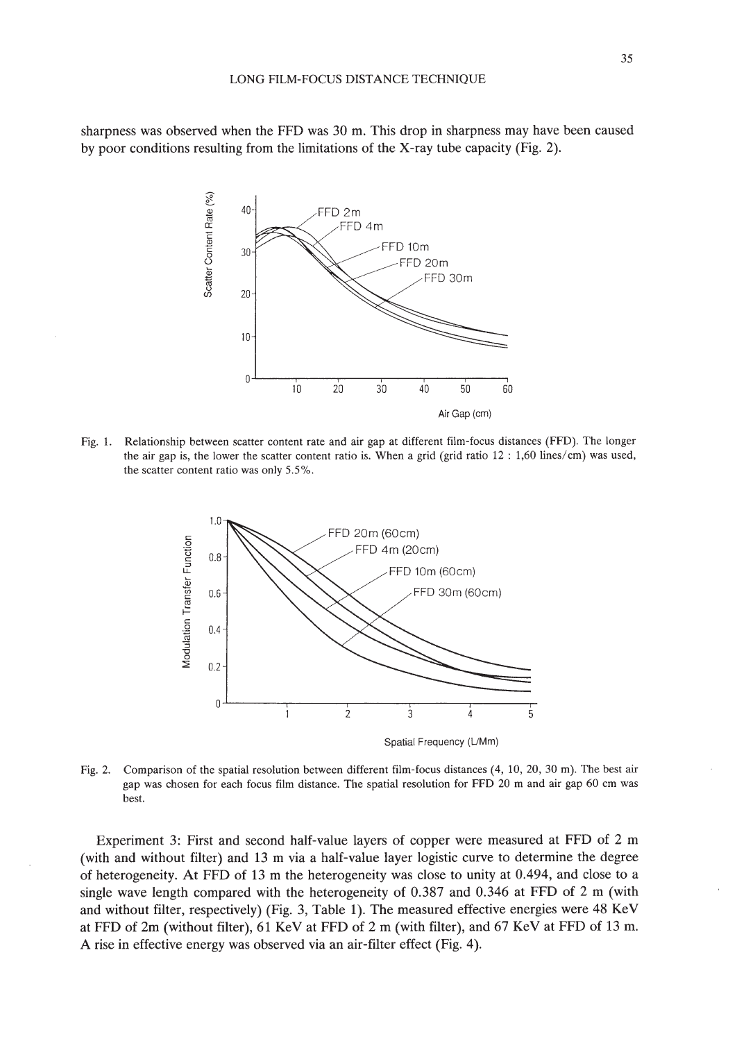sharpness was observed when the FFD was 30 m. This drop in sharpness may have been caused by poor conditions resulting from the limitations of the X-ray tube capacity (Fig. 2).

Fig. 1. Relationship between scatter content rate and air gap at different film-focus distances (FFD). The longer the air gap is, the lower the scatter content ratio is. When a grid (grid ratio 12 : 1,60 lines/cm) was used, the scatter content ratio was only 5.5%.

Fig. 2. Comparison of the spatial resolution between different film-focus distances (4, 10, 20, 30 m). The best air gap was chosen for each focus film distance. The spatial resolution for FFD 20 m and air gap 60 cm was best.

Experiment 3: First and second half-value layers of copper were measured at FFD of 2 m (with and without filter) and 13 m via a half-value layer logistic curve to determine the degree of heterogeneity. At FFD of 13 m the heterogeneity was close to unity at 0.494, and close to a single wave length compared with the heterogeneity of 0.387 and 0.346 at FFD of 2 m (with and without filter, respectively) (Fig. 3, Table 1). The measured effective energies were 48 KeV at FFD of 2m (without filter), 61 KeV at FFD of 2 m (with filter), and 67 KeV at FFD of 13 m. A rise in effective energy was observed via an air-filter effect (Fig. 4).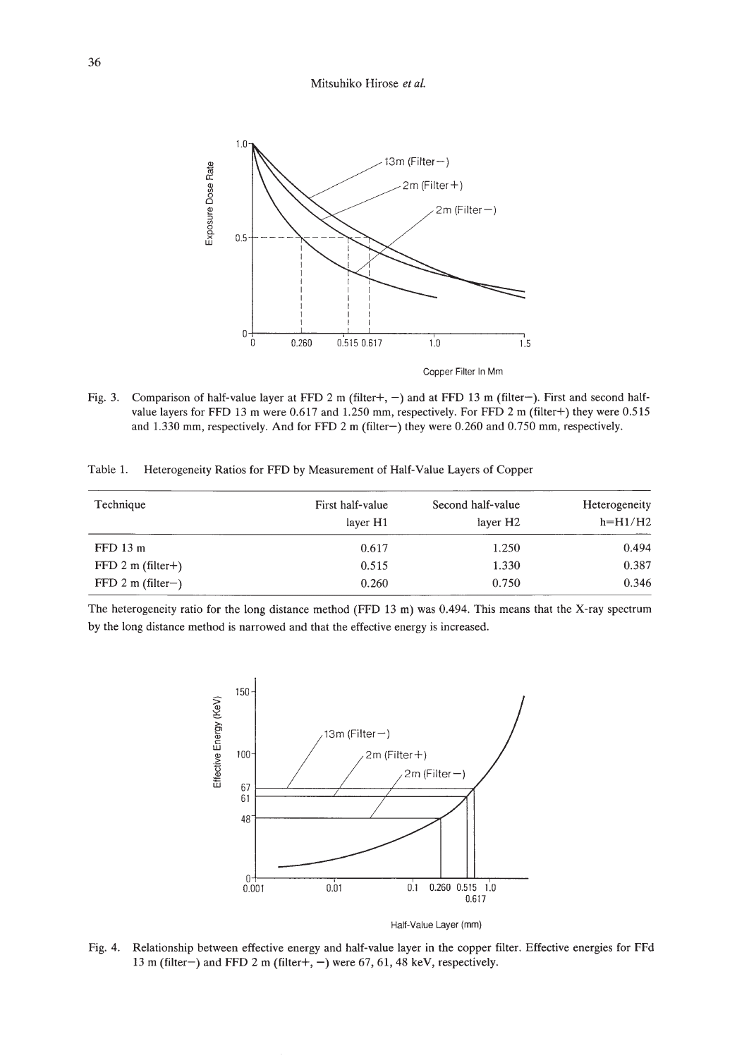Fig. 3. Comparison of half-value layer at FFD 2 m (filter+, −) and at FFD 13 m (filter−). First and second half-value layers for FFD 13 m were 0.617 and 1.250 mm, respectively. For FFD 2 m (filter+) they were 0.515 and 1.330 mm, respectively. And for FFD 2 m (filter−) they were 0.260 and 0.750 mm, respectively.

Table 1. Heterogeneity Ratios for FFD by Measurement of Half-Value Layers of Copper

| Technique | First half-value layer H1 | Second half-value layer H2 | Heterogeneity h=H1/H2 |
|---|---|---|---|
| FFD 13 m | 0.617 | 1.250 | 0.494 |
| FFD 2 m (filter+) | 0.515 | 1.330 | 0.387 |
| FFD 2 m (filter−) | 0.260 | 0.750 | 0.346 |

The heterogeneity ratio for the long distance method (FFD 13 m) was 0.494. This means that the X-ray spectrum by the long distance method is narrowed and that the effective energy is increased.

Fig. 4. Relationship between effective energy and half-value layer in the copper filter. Effective energies for FFd 13 m (filter−) and FFD 2 m (filter+, −) were 67, 61, 48 keV, respectively.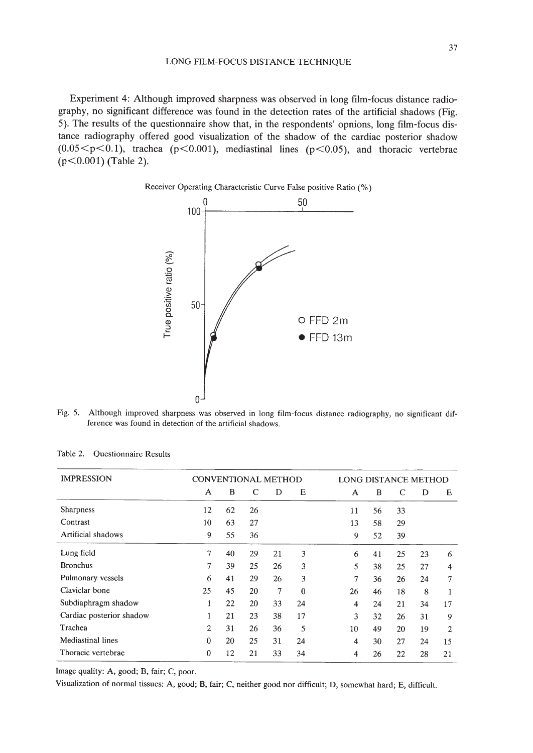Experiment 4: Although improved sharpness was observed in long film-focus distance radiography, no significant difference was found in the detection rates of the artificial shadows (Fig. 5). The results of the questionnaire show that, in the respondents' opnions, long film-focus distance radiography offered good visualization of the shadow of the cardiac posterior shadow ($0.05 < p < 0.1$), trachea ($p < 0.001$), mediastinal lines ($p < 0.05$), and thoracic vertebrae ($p < 0.001$) (Table 2).

Receiver Operating Characteristic Curve False positive Ratio (%)

Fig. 5. Although improved sharpness was observed in long film-focus distance radiography, no significant difference was found in detection of the artificial shadows.

Table 2. Questionnaire Results

| IMPRESSION | CONVENTIONAL METHOD | | | | | LONG DISTANCE METHOD | | | | |
|---|---|---|---|---|---|---|---|---|---|---|
| | A | B | C | D | E | A | B | C | D | E |
| Sharpness | 12 | 62 | 26 | | | 11 | 56 | 33 | | |
| Contrast | 10 | 63 | 27 | | | 13 | 58 | 29 | | |
| Artificial shadows | 9 | 55 | 36 | | | 9 | 52 | 39 | | |
| Lung field | 7 | 40 | 29 | 21 | 3 | 6 | 41 | 25 | 23 | 6 |
| Bronchus | 7 | 39 | 25 | 26 | 3 | 5 | 38 | 25 | 27 | 4 |
| Pulmonary vessels | 6 | 41 | 29 | 26 | 3 | 7 | 36 | 26 | 24 | 7 |
| Claviclar bone | 25 | 45 | 20 | 7 | 0 | 26 | 46 | 18 | 8 | 1 |
| Subdiaphragm shadow | 1 | 22 | 20 | 33 | 24 | 4 | 24 | 21 | 34 | 17 |
| Cardiac posterior shadow | 1 | 21 | 23 | 38 | 17 | 3 | 32 | 26 | 31 | 9 |
| Trachea | 2 | 31 | 26 | 36 | 5 | 10 | 49 | 20 | 19 | 2 |
| Mediastinal lines | 0 | 20 | 25 | 31 | 24 | 4 | 30 | 27 | 24 | 15 |
| Thoracic vertebrae | 0 | 12 | 21 | 33 | 34 | 4 | 26 | 22 | 28 | 21 |

Image quality: A, good; B, fair; C, poor.

Visualization of normal tissues: A, good; B, fair; C, neither good nor difficult; D, somewhat hard; E, difficult.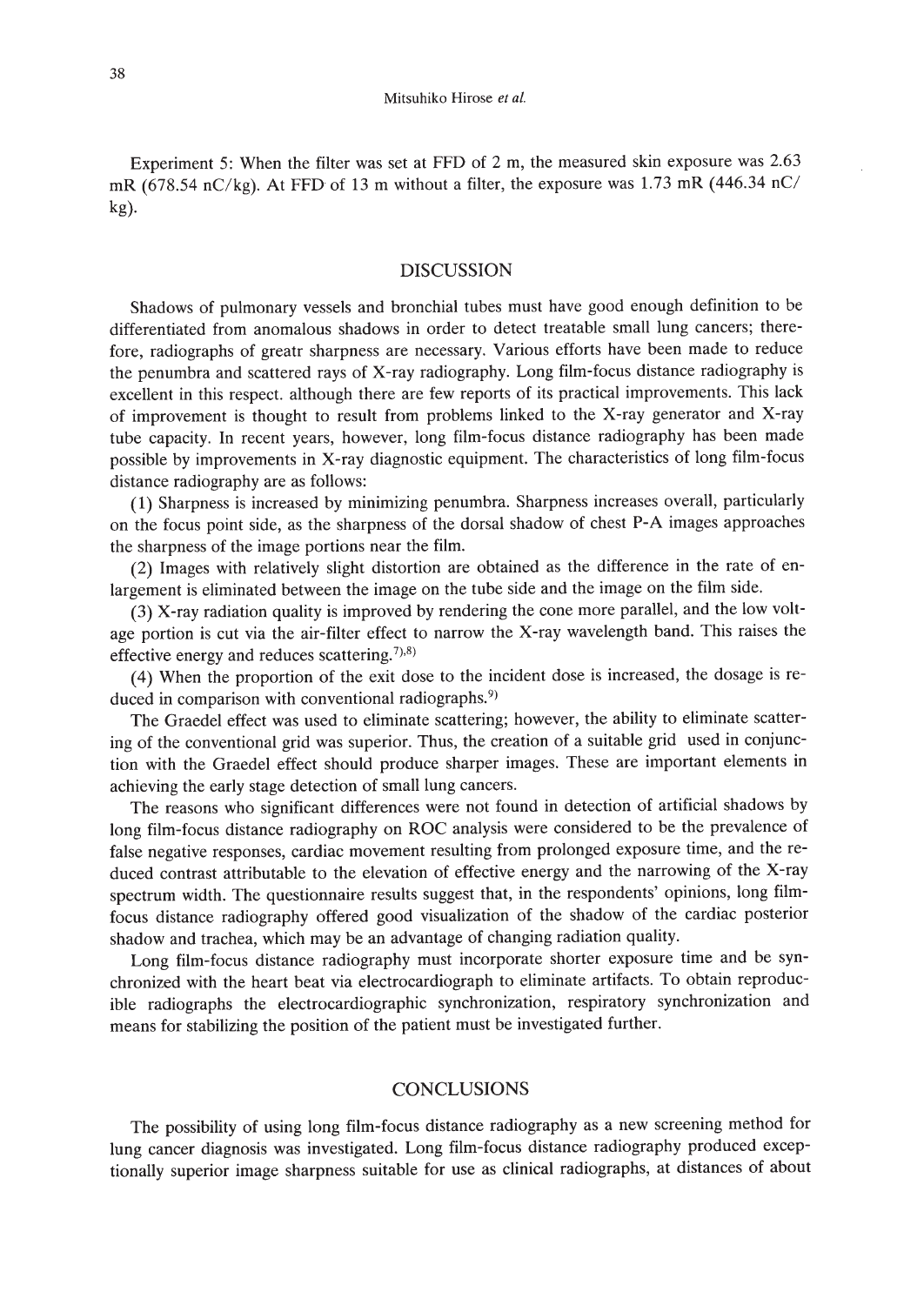Experiment 5: When the filter was set at FFD of 2 m, the measured skin exposure was 2.63 mR (678.54 nC/kg). At FFD of 13 m without a filter, the exposure was 1.73 mR (446.34 nC/kg).

## DISCUSSION

Shadows of pulmonary vessels and bronchial tubes must have good enough definition to be differentiated from anomalous shadows in order to detect treatable small lung cancers; therefore, radiographs of greatr sharpness are necessary. Various efforts have been made to reduce the penumbra and scattered rays of X-ray radiography. Long film-focus distance radiography is excellent in this respect. although there are few reports of its practical improvements. This lack of improvement is thought to result from problems linked to the X-ray generator and X-ray tube capacity. In recent years, however, long film-focus distance radiography has been made possible by improvements in X-ray diagnostic equipment. The characteristics of long film-focus distance radiography are as follows:

(1) Sharpness is increased by minimizing penumbra. Sharpness increases overall, particularly on the focus point side, as the sharpness of the dorsal shadow of chest P-A images approaches the sharpness of the image portions near the film.

(2) Images with relatively slight distortion are obtained as the difference in the rate of enlargement is eliminated between the image on the tube side and the image on the film side.

(3) X-ray radiation quality is improved by rendering the cone more parallel, and the low voltage portion is cut via the air-filter effect to narrow the X-ray wavelength band. This raises the effective energy and reduces scattering.[7),8)]

(4) When the proportion of the exit dose to the incident dose is increased, the dosage is reduced in comparison with conventional radiographs.[9)]

The Graedel effect was used to eliminate scattering; however, the ability to eliminate scattering of the conventional grid was superior. Thus, the creation of a suitable grid used in conjunction with the Graedel effect should produce sharper images. These are important elements in achieving the early stage detection of small lung cancers.

The reasons who significant differences were not found in detection of artificial shadows by long film-focus distance radiography on ROC analysis were considered to be the prevalence of false negative responses, cardiac movement resulting from prolonged exposure time, and the reduced contrast attributable to the elevation of effective energy and the narrowing of the X-ray spectrum width. The questionnaire results suggest that, in the respondents' opinions, long film-focus distance radiography offered good visualization of the shadow of the cardiac posterior shadow and trachea, which may be an advantage of changing radiation quality.

Long film-focus distance radiography must incorporate shorter exposure time and be synchronized with the heart beat via electrocardiograph to eliminate artifacts. To obtain reproducible radiographs the electrocardiographic synchronization, respiratory synchronization and means for stabilizing the position of the patient must be investigated further.

## CONCLUSIONS

The possibility of using long film-focus distance radiography as a new screening method for lung cancer diagnosis was investigated. Long film-focus distance radiography produced exceptionally superior image sharpness suitable for use as clinical radiographs, at distances of about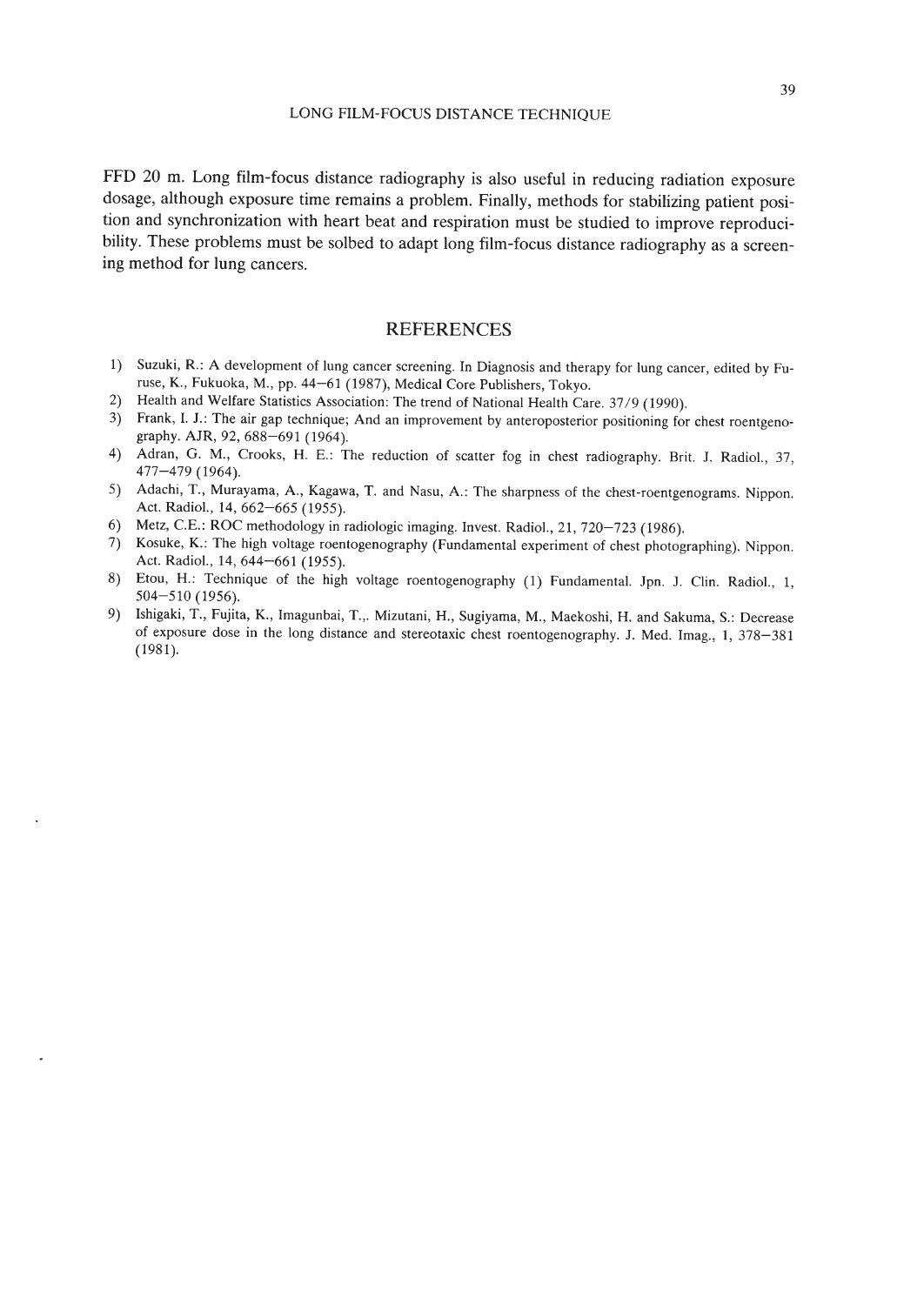FFD 20 m. Long film-focus distance radiography is also useful in reducing radiation exposure dosage, although exposure time remains a problem. Finally, methods for stabilizing patient position and synchronization with heart beat and respiration must be studied to improve reproducibility. These problems must be solbed to adapt long film-focus distance radiography as a screening method for lung cancers.

## REFERENCES

1) Suzuki, R.: A development of lung cancer screening. In Diagnosis and therapy for lung cancer, edited by Furuse, K., Fukuoka, M., pp. 44–61 (1987), Medical Core Publishers, Tokyo.
2) Health and Welfare Statistics Association: The trend of National Health Care. 37/9 (1990).
3) Frank, I. J.: The air gap technique; And an improvement by anteroposterior positioning for chest roentgenography. AJR, 92, 688–691 (1964).
4) Adran, G. M., Crooks, H. E.: The reduction of scatter fog in chest radiography. Brit. J. Radiol., 37, 477–479 (1964).
5) Adachi, T., Murayama, A., Kagawa, T. and Nasu, A.: The sharpness of the chest-roentgenograms. Nippon. Act. Radiol., 14, 662–665 (1955).
6) Metz, C.E.: ROC methodology in radiologic imaging. Invest. Radiol., 21, 720–723 (1986).
7) Kosuke, K.: The high voltage roentogenography (Fundamental experiment of chest photographing). Nippon. Act. Radiol., 14, 644–661 (1955).
8) Etou, H.: Technique of the high voltage roentogenography (1) Fundamental. Jpn. J. Clin. Radiol., 1, 504–510 (1956).
9) Ishigaki, T., Fujita, K., Imagunbai, T.,. Mizutani, H., Sugiyama, M., Maekoshi, H. and Sakuma, S.: Decrease of exposure dose in the long distance and stereotaxic chest roentogenography. J. Med. Imag., 1, 378–381 (1981).